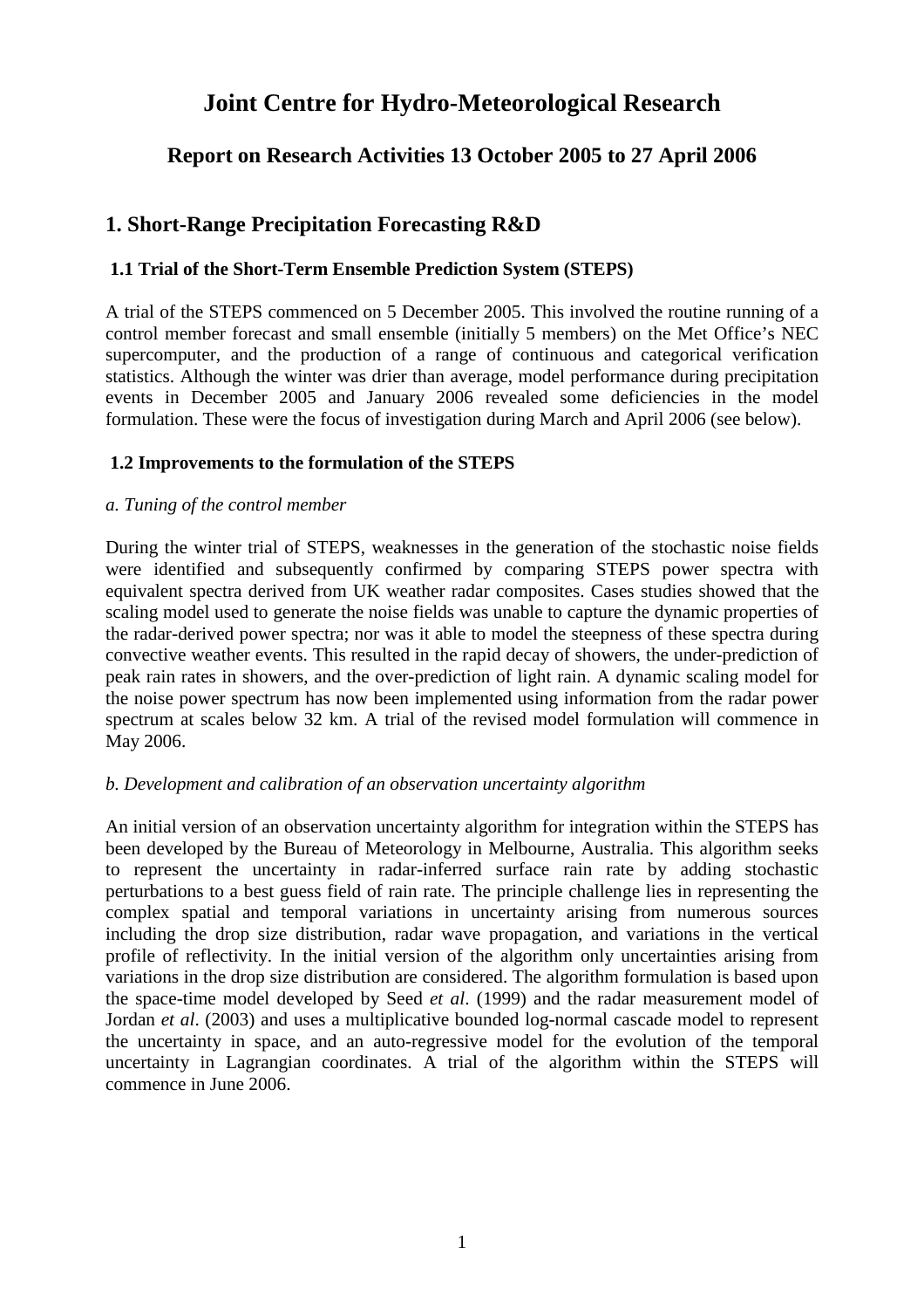# Joint Centre for Hydro-Meteorological Research

## Report on Research Activities 13 October 2005 to 27 April 2006

## 1. Short-Range Precipitation Forecasting R&D

### 1.1 Trial of the Short-Term Ensemble Prediction System (STEPS)

A trial of the STEPS commenced on 5 December 2005. This involved the routine running of a control member forecast and small ensemble (initially 5 members) on the Met Office's NEC supercomputer, and the production of a range of continuous and categorical verification statistics. Although the winter was drier than average, model performance during precipitation events in December 2005 and January 2006 revealed some deficiencies in the model formulation. These were the focus of investigation during March and April 2006 (see below).

### 1.2 Improvements to the formulation of the STEPS

*a. Tuning of the control member*

During the winter trial of STEPS, weaknesses in the generation of the stochastic noise fields were identified and subsequently confirmed by comparing STEPS power spectra with equivalent spectra derived from UK weather radar composites. Cases studies showed that the scaling model used to generate the noise fields was unable to capture the dynamic properties of the radar-derived power spectra; nor was it able to model the steepness of these spectra during convective weather events. This resulted in the rapid decay of showers, the under-prediction of peak rain rates in showers, and the over-prediction of light rain. A dynamic scaling model for the noise power spectrum has now been implemented using information from the radar power spectrum at scales below 32 km. A trial of the revised model formulation will commence in May 2006.

*b. Development and calibration of an observation uncertainty algorithm*

An initial version of an observation uncertainty algorithm for integration within the STEPS has been developed by the Bureau of Meteorology in Melbourne, Australia. This algorithm seeks to represent the uncertainty in radar-inferred surface rain rate by adding stochastic perturbations to a best guess field of rain rate. The principle challenge lies in representing the complex spatial and temporal variations in uncertainty arising from numerous sources including the drop size distribution, radar wave propagation, and variations in the vertical profile of reflectivity. In the initial version of the algorithm only uncertainties arising from variations in the drop size distribution are considered. The algorithm formulation is based upon the space-time model developed by Seed *et al*. (1999) and the radar measurement model of Jordan *et al*. (2003) and uses a multiplicative bounded log-normal cascade model to represent the uncertainty in space, and an auto-regressive model for the evolution of the temporal uncertainty in Lagrangian coordinates. A trial of the algorithm within the STEPS will commence in June 2006.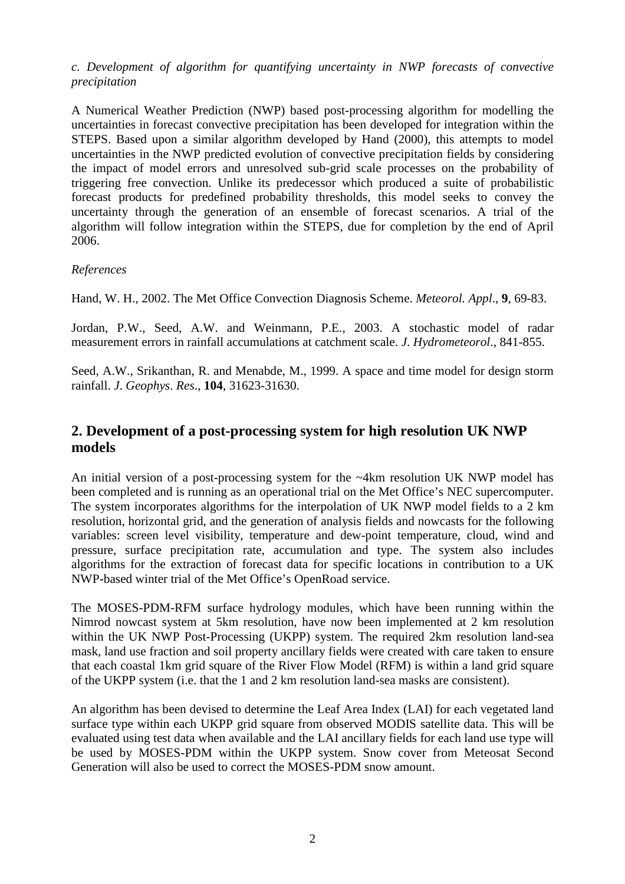*c. Development of algorithm for quantifying uncertainty in NWP forecasts of convective precipitation*

A Numerical Weather Prediction (NWP) based post-processing algorithm for modelling the uncertainties in forecast convective precipitation has been developed for integration within the STEPS. Based upon a similar algorithm developed by Hand (2000), this attempts to model uncertainties in the NWP predicted evolution of convective precipitation fields by considering the impact of model errors and unresolved sub-grid scale processes on the probability of triggering free convection. Unlike its predecessor which produced a suite of probabilistic forecast products for predefined probability thresholds, this model seeks to convey the uncertainty through the generation of an ensemble of forecast scenarios. A trial of the algorithm will follow integration within the STEPS, due for completion by the end of April 2006.

*References*

Hand, W. H., 2002. The Met Office Convection Diagnosis Scheme. *Meteorol. Appl*., **9**, 69-83.

Jordan, P.W., Seed, A.W. and Weinmann, P.E., 2003. A stochastic model of radar measurement errors in rainfall accumulations at catchment scale. *J. Hydrometeorol*., 841-855.

Seed, A.W., Srikanthan, R. and Menabde, M., 1999. A space and time model for design storm rainfall. *J. Geophys. Res*., **104**, 31623-31630.

## 2. Development of a post-processing system for high resolution UK NWP models

An initial version of a post-processing system for the ~4km resolution UK NWP model has been completed and is running as an operational trial on the Met Office's NEC supercomputer. The system incorporates algorithms for the interpolation of UK NWP model fields to a 2 km resolution, horizontal grid, and the generation of analysis fields and nowcasts for the following variables: screen level visibility, temperature and dew-point temperature, cloud, wind and pressure, surface precipitation rate, accumulation and type. The system also includes algorithms for the extraction of forecast data for specific locations in contribution to a UK NWP-based winter trial of the Met Office's OpenRoad service.

The MOSES-PDM-RFM surface hydrology modules, which have been running within the Nimrod nowcast system at 5km resolution, have now been implemented at 2 km resolution within the UK NWP Post-Processing (UKPP) system. The required 2km resolution land-sea mask, land use fraction and soil property ancillary fields were created with care taken to ensure that each coastal 1km grid square of the River Flow Model (RFM) is within a land grid square of the UKPP system (i.e. that the 1 and 2 km resolution land-sea masks are consistent).

An algorithm has been devised to determine the Leaf Area Index (LAI) for each vegetated land surface type within each UKPP grid square from observed MODIS satellite data. This will be evaluated using test data when available and the LAI ancillary fields for each land use type will be used by MOSES-PDM within the UKPP system. Snow cover from Meteosat Second Generation will also be used to correct the MOSES-PDM snow amount.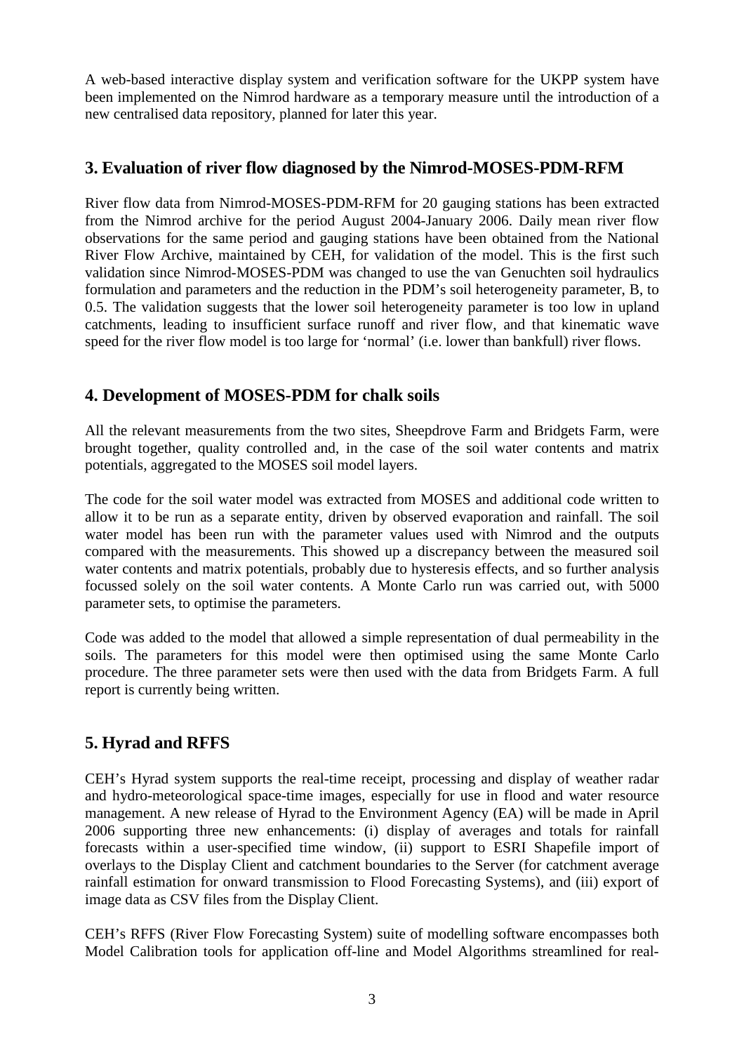A web-based interactive display system and verification software for the UKPP system have been implemented on the Nimrod hardware as a temporary measure until the introduction of a new centralised data repository, planned for later this year.

## 3. Evaluation of river flow diagnosed by the Nimrod-MOSES-PDM-RFM

River flow data from Nimrod-MOSES-PDM-RFM for 20 gauging stations has been extracted from the Nimrod archive for the period August 2004-January 2006. Daily mean river flow observations for the same period and gauging stations have been obtained from the National River Flow Archive, maintained by CEH, for validation of the model. This is the first such validation since Nimrod-MOSES-PDM was changed to use the van Genuchten soil hydraulics formulation and parameters and the reduction in the PDM's soil heterogeneity parameter, B, to 0.5. The validation suggests that the lower soil heterogeneity parameter is too low in upland catchments, leading to insufficient surface runoff and river flow, and that kinematic wave speed for the river flow model is too large for 'normal' (i.e. lower than bankfull) river flows.

## 4. Development of MOSES-PDM for chalk soils

All the relevant measurements from the two sites, Sheepdrove Farm and Bridgets Farm, were brought together, quality controlled and, in the case of the soil water contents and matrix potentials, aggregated to the MOSES soil model layers.

The code for the soil water model was extracted from MOSES and additional code written to allow it to be run as a separate entity, driven by observed evaporation and rainfall. The soil water model has been run with the parameter values used with Nimrod and the outputs compared with the measurements. This showed up a discrepancy between the measured soil water contents and matrix potentials, probably due to hysteresis effects, and so further analysis focussed solely on the soil water contents. A Monte Carlo run was carried out, with 5000 parameter sets, to optimise the parameters.

Code was added to the model that allowed a simple representation of dual permeability in the soils. The parameters for this model were then optimised using the same Monte Carlo procedure. The three parameter sets were then used with the data from Bridgets Farm. A full report is currently being written.

## 5. Hyrad and RFFS

CEH's Hyrad system supports the real-time receipt, processing and display of weather radar and hydro-meteorological space-time images, especially for use in flood and water resource management. A new release of Hyrad to the Environment Agency (EA) will be made in April 2006 supporting three new enhancements: (i) display of averages and totals for rainfall forecasts within a user-specified time window, (ii) support to ESRI Shapefile import of overlays to the Display Client and catchment boundaries to the Server (for catchment average rainfall estimation for onward transmission to Flood Forecasting Systems), and (iii) export of image data as CSV files from the Display Client.

CEH's RFFS (River Flow Forecasting System) suite of modelling software encompasses both Model Calibration tools for application off-line and Model Algorithms streamlined for real-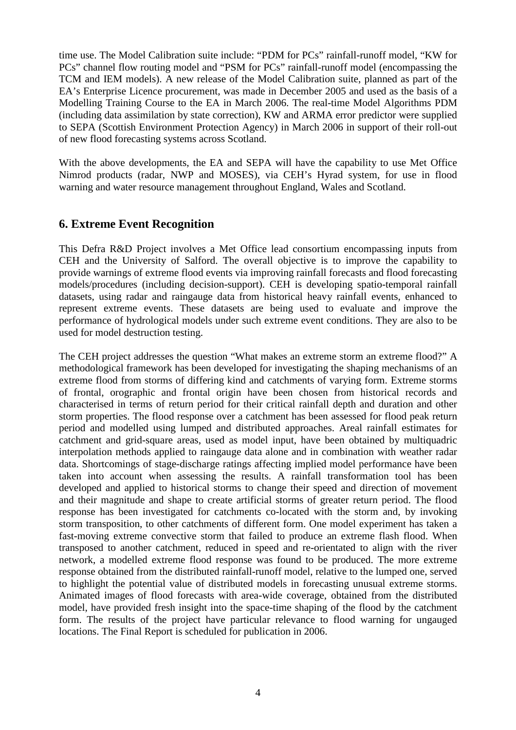time use. The Model Calibration suite include: "PDM for PCs" rainfall-runoff model, "KW for PCs" channel flow routing model and "PSM for PCs" rainfall-runoff model (encompassing the TCM and IEM models). A new release of the Model Calibration suite, planned as part of the EA's Enterprise Licence procurement, was made in December 2005 and used as the basis of a Modelling Training Course to the EA in March 2006. The real-time Model Algorithms PDM (including data assimilation by state correction), KW and ARMA error predictor were supplied to SEPA (Scottish Environment Protection Agency) in March 2006 in support of their roll-out of new flood forecasting systems across Scotland.

With the above developments, the EA and SEPA will have the capability to use Met Office Nimrod products (radar, NWP and MOSES), via CEH's Hyrad system, for use in flood warning and water resource management throughout England, Wales and Scotland.

## 6. Extreme Event Recognition

This Defra R&D Project involves a Met Office lead consortium encompassing inputs from CEH and the University of Salford. The overall objective is to improve the capability to provide warnings of extreme flood events via improving rainfall forecasts and flood forecasting models/procedures (including decision-support). CEH is developing spatio-temporal rainfall datasets, using radar and raingauge data from historical heavy rainfall events, enhanced to represent extreme events. These datasets are being used to evaluate and improve the performance of hydrological models under such extreme event conditions. They are also to be used for model destruction testing.

The CEH project addresses the question "What makes an extreme storm an extreme flood?" A methodological framework has been developed for investigating the shaping mechanisms of an extreme flood from storms of differing kind and catchments of varying form. Extreme storms of frontal, orographic and frontal origin have been chosen from historical records and characterised in terms of return period for their critical rainfall depth and duration and other storm properties. The flood response over a catchment has been assessed for flood peak return period and modelled using lumped and distributed approaches. Areal rainfall estimates for catchment and grid-square areas, used as model input, have been obtained by multiquadric interpolation methods applied to raingauge data alone and in combination with weather radar data. Shortcomings of stage-discharge ratings affecting implied model performance have been taken into account when assessing the results. A rainfall transformation tool has been developed and applied to historical storms to change their speed and direction of movement and their magnitude and shape to create artificial storms of greater return period. The flood response has been investigated for catchments co-located with the storm and, by invoking storm transposition, to other catchments of different form. One model experiment has taken a fast-moving extreme convective storm that failed to produce an extreme flash flood. When transposed to another catchment, reduced in speed and re-orientated to align with the river network, a modelled extreme flood response was found to be produced. The more extreme response obtained from the distributed rainfall-runoff model, relative to the lumped one, served to highlight the potential value of distributed models in forecasting unusual extreme storms. Animated images of flood forecasts with area-wide coverage, obtained from the distributed model, have provided fresh insight into the space-time shaping of the flood by the catchment form. The results of the project have particular relevance to flood warning for ungauged locations. The Final Report is scheduled for publication in 2006.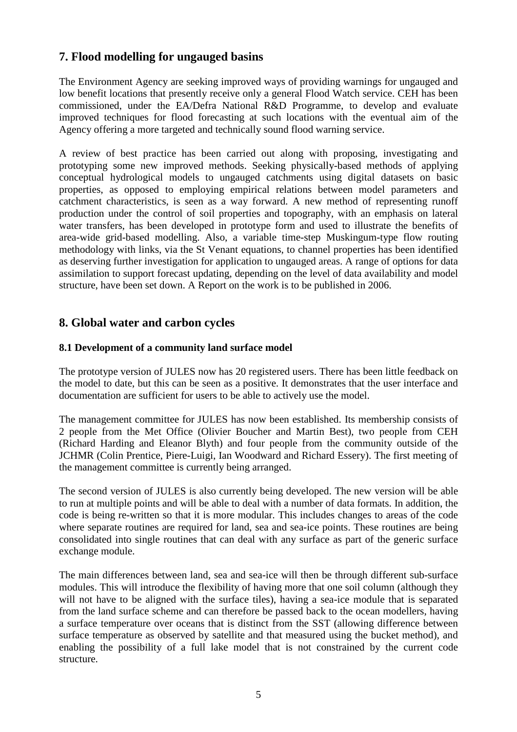## 7. Flood modelling for ungauged basins

The Environment Agency are seeking improved ways of providing warnings for ungauged and low benefit locations that presently receive only a general Flood Watch service. CEH has been commissioned, under the EA/Defra National R&D Programme, to develop and evaluate improved techniques for flood forecasting at such locations with the eventual aim of the Agency offering a more targeted and technically sound flood warning service.

A review of best practice has been carried out along with proposing, investigating and prototyping some new improved methods. Seeking physically-based methods of applying conceptual hydrological models to ungauged catchments using digital datasets on basic properties, as opposed to employing empirical relations between model parameters and catchment characteristics, is seen as a way forward. A new method of representing runoff production under the control of soil properties and topography, with an emphasis on lateral water transfers, has been developed in prototype form and used to illustrate the benefits of area-wide grid-based modelling. Also, a variable time-step Muskingum-type flow routing methodology with links, via the St Venant equations, to channel properties has been identified as deserving further investigation for application to ungauged areas. A range of options for data assimilation to support forecast updating, depending on the level of data availability and model structure, have been set down. A Report on the work is to be published in 2006.

## 8. Global water and carbon cycles

### 8.1 Development of a community land surface model

The prototype version of JULES now has 20 registered users. There has been little feedback on the model to date, but this can be seen as a positive. It demonstrates that the user interface and documentation are sufficient for users to be able to actively use the model.

The management committee for JULES has now been established. Its membership consists of 2 people from the Met Office (Olivier Boucher and Martin Best), two people from CEH (Richard Harding and Eleanor Blyth) and four people from the community outside of the JCHMR (Colin Prentice, Piere-Luigi, Ian Woodward and Richard Essery). The first meeting of the management committee is currently being arranged.

The second version of JULES is also currently being developed. The new version will be able to run at multiple points and will be able to deal with a number of data formats. In addition, the code is being re-written so that it is more modular. This includes changes to areas of the code where separate routines are required for land, sea and sea-ice points. These routines are being consolidated into single routines that can deal with any surface as part of the generic surface exchange module.

The main differences between land, sea and sea-ice will then be through different sub-surface modules. This will introduce the flexibility of having more that one soil column (although they will not have to be aligned with the surface tiles), having a sea-ice module that is separated from the land surface scheme and can therefore be passed back to the ocean modellers, having a surface temperature over oceans that is distinct from the SST (allowing difference between surface temperature as observed by satellite and that measured using the bucket method), and enabling the possibility of a full lake model that is not constrained by the current code structure.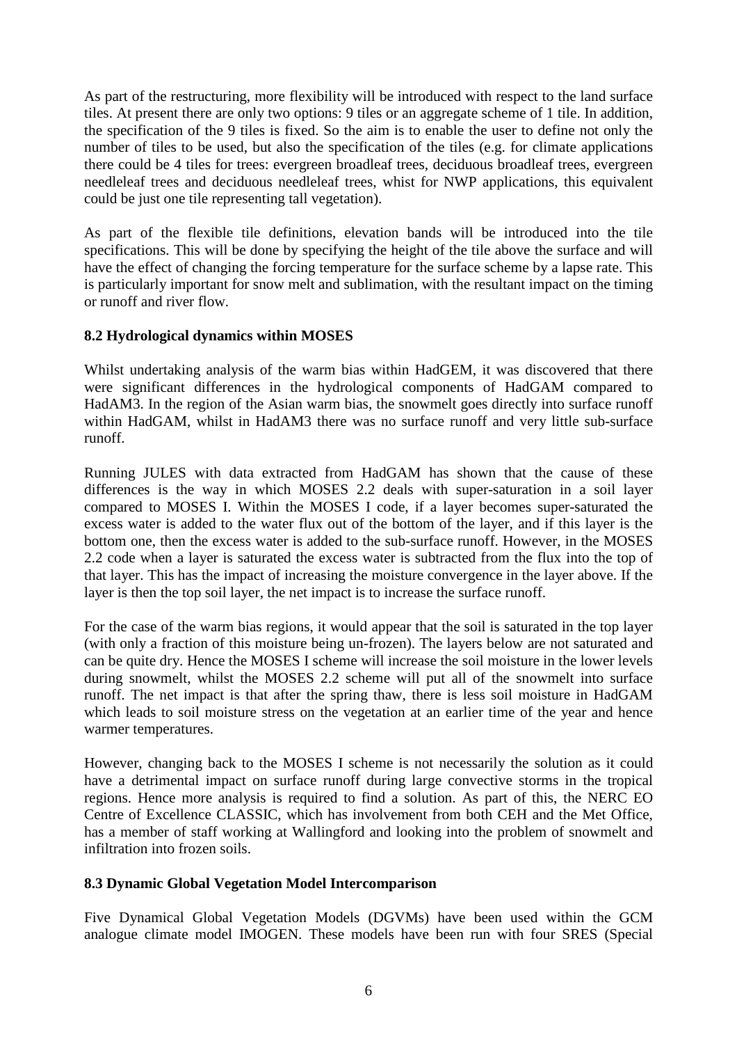As part of the restructuring, more flexibility will be introduced with respect to the land surface tiles. At present there are only two options: 9 tiles or an aggregate scheme of 1 tile. In addition, the specification of the 9 tiles is fixed. So the aim is to enable the user to define not only the number of tiles to be used, but also the specification of the tiles (e.g. for climate applications there could be 4 tiles for trees: evergreen broadleaf trees, deciduous broadleaf trees, evergreen needleleaf trees and deciduous needleleaf trees, whist for NWP applications, this equivalent could be just one tile representing tall vegetation).

As part of the flexible tile definitions, elevation bands will be introduced into the tile specifications. This will be done by specifying the height of the tile above the surface and will have the effect of changing the forcing temperature for the surface scheme by a lapse rate. This is particularly important for snow melt and sublimation, with the resultant impact on the timing or runoff and river flow.

**8.2 Hydrological dynamics within MOSES**

Whilst undertaking analysis of the warm bias within HadGEM, it was discovered that there were significant differences in the hydrological components of HadGAM compared to HadAM3. In the region of the Asian warm bias, the snowmelt goes directly into surface runoff within HadGAM, whilst in HadAM3 there was no surface runoff and very little sub-surface runoff.

Running JULES with data extracted from HadGAM has shown that the cause of these differences is the way in which MOSES 2.2 deals with super-saturation in a soil layer compared to MOSES I. Within the MOSES I code, if a layer becomes super-saturated the excess water is added to the water flux out of the bottom of the layer, and if this layer is the bottom one, then the excess water is added to the sub-surface runoff. However, in the MOSES 2.2 code when a layer is saturated the excess water is subtracted from the flux into the top of that layer. This has the impact of increasing the moisture convergence in the layer above. If the layer is then the top soil layer, the net impact is to increase the surface runoff.

For the case of the warm bias regions, it would appear that the soil is saturated in the top layer (with only a fraction of this moisture being un-frozen). The layers below are not saturated and can be quite dry. Hence the MOSES I scheme will increase the soil moisture in the lower levels during snowmelt, whilst the MOSES 2.2 scheme will put all of the snowmelt into surface runoff. The net impact is that after the spring thaw, there is less soil moisture in HadGAM which leads to soil moisture stress on the vegetation at an earlier time of the year and hence warmer temperatures.

However, changing back to the MOSES I scheme is not necessarily the solution as it could have a detrimental impact on surface runoff during large convective storms in the tropical regions. Hence more analysis is required to find a solution. As part of this, the NERC EO Centre of Excellence CLASSIC, which has involvement from both CEH and the Met Office, has a member of staff working at Wallingford and looking into the problem of snowmelt and infiltration into frozen soils.

**8.3 Dynamic Global Vegetation Model Intercomparison**

Five Dynamical Global Vegetation Models (DGVMs) have been used within the GCM analogue climate model IMOGEN. These models have been run with four SRES (Special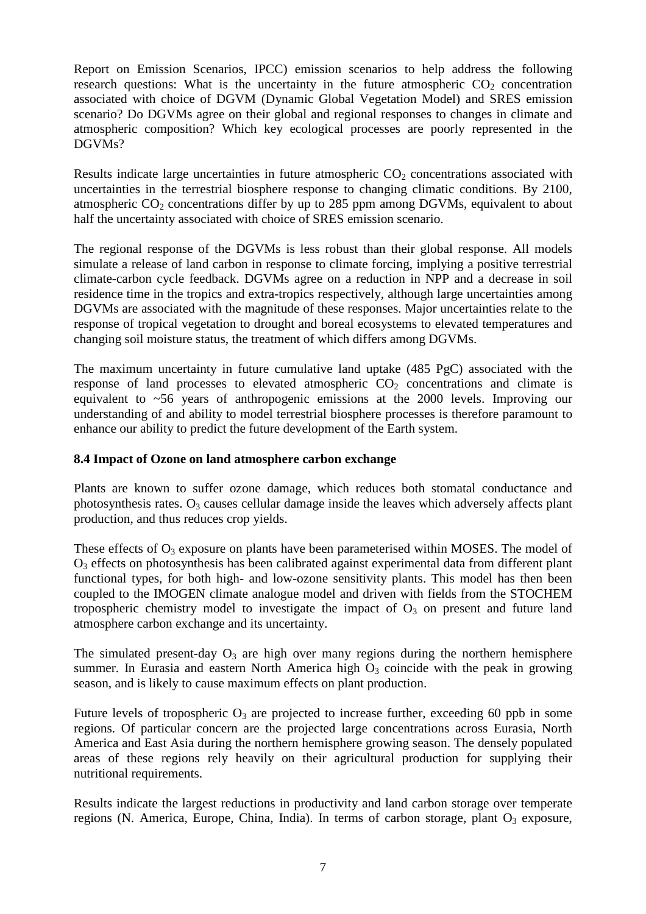Report on Emission Scenarios, IPCC) emission scenarios to help address the following research questions: What is the uncertainty in the future atmospheric $CO_2$ concentration associated with choice of DGVM (Dynamic Global Vegetation Model) and SRES emission scenario? Do DGVMs agree on their global and regional responses to changes in climate and atmospheric composition? Which key ecological processes are poorly represented in the DGVMs?

Results indicate large uncertainties in future atmospheric $CO_2$ concentrations associated with uncertainties in the terrestrial biosphere response to changing climatic conditions. By 2100, atmospheric $CO_2$ concentrations differ by up to 285 ppm among DGVMs, equivalent to about half the uncertainty associated with choice of SRES emission scenario.

The regional response of the DGVMs is less robust than their global response. All models simulate a release of land carbon in response to climate forcing, implying a positive terrestrial climate-carbon cycle feedback. DGVMs agree on a reduction in NPP and a decrease in soil residence time in the tropics and extra-tropics respectively, although large uncertainties among DGVMs are associated with the magnitude of these responses. Major uncertainties relate to the response of tropical vegetation to drought and boreal ecosystems to elevated temperatures and changing soil moisture status, the treatment of which differs among DGVMs.

The maximum uncertainty in future cumulative land uptake (485 PgC) associated with the response of land processes to elevated atmospheric $CO_2$ concentrations and climate is equivalent to ~56 years of anthropogenic emissions at the 2000 levels. Improving our understanding of and ability to model terrestrial biosphere processes is therefore paramount to enhance our ability to predict the future development of the Earth system.

### 8.4 Impact of Ozone on land atmosphere carbon exchange

Plants are known to suffer ozone damage, which reduces both stomatal conductance and photosynthesis rates. $O_3$ causes cellular damage inside the leaves which adversely affects plant production, and thus reduces crop yields.

These effects of $O_3$ exposure on plants have been parameterised within MOSES. The model of $O_3$ effects on photosynthesis has been calibrated against experimental data from different plant functional types, for both high- and low-ozone sensitivity plants. This model has then been coupled to the IMOGEN climate analogue model and driven with fields from the STOCHEM tropospheric chemistry model to investigate the impact of $O_3$ on present and future land atmosphere carbon exchange and its uncertainty.

The simulated present-day $O_3$ are high over many regions during the northern hemisphere summer. In Eurasia and eastern North America high $O_3$ coincide with the peak in growing season, and is likely to cause maximum effects on plant production.

Future levels of tropospheric $O_3$ are projected to increase further, exceeding 60 ppb in some regions. Of particular concern are the projected large concentrations across Eurasia, North America and East Asia during the northern hemisphere growing season. The densely populated areas of these regions rely heavily on their agricultural production for supplying their nutritional requirements.

Results indicate the largest reductions in productivity and land carbon storage over temperate regions (N. America, Europe, China, India). In terms of carbon storage, plant $O_3$ exposure,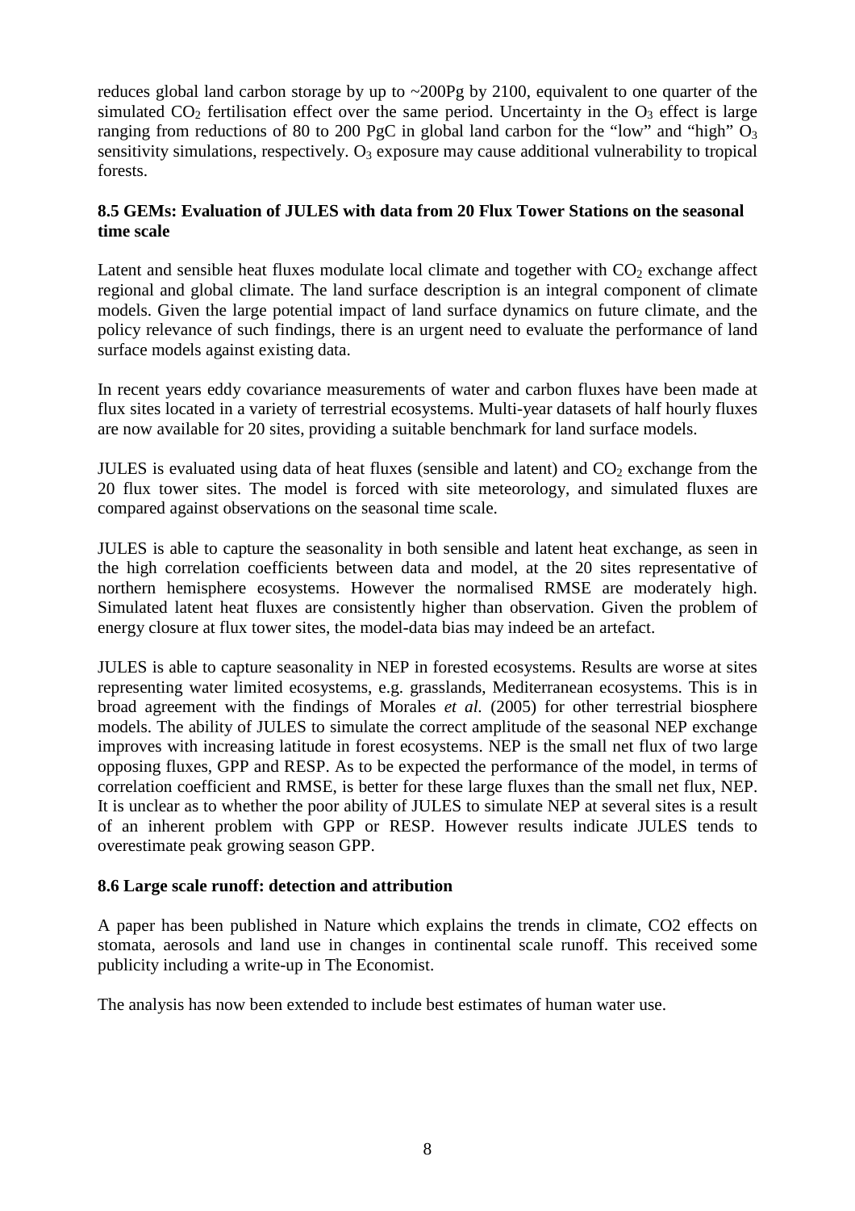reduces global land carbon storage by up to ~200Pg by 2100, equivalent to one quarter of the simulated $CO_2$ fertilisation effect over the same period. Uncertainty in the $O_3$ effect is large ranging from reductions of 80 to 200 PgC in global land carbon for the "low" and "high" $O_3$ sensitivity simulations, respectively. $O_3$ exposure may cause additional vulnerability to tropical forests.

### 8.5 GEMs: Evaluation of JULES with data from 20 Flux Tower Stations on the seasonal time scale

Latent and sensible heat fluxes modulate local climate and together with $CO_2$ exchange affect regional and global climate. The land surface description is an integral component of climate models. Given the large potential impact of land surface dynamics on future climate, and the policy relevance of such findings, there is an urgent need to evaluate the performance of land surface models against existing data.

In recent years eddy covariance measurements of water and carbon fluxes have been made at flux sites located in a variety of terrestrial ecosystems. Multi-year datasets of half hourly fluxes are now available for 20 sites, providing a suitable benchmark for land surface models.

JULES is evaluated using data of heat fluxes (sensible and latent) and $CO_2$ exchange from the 20 flux tower sites. The model is forced with site meteorology, and simulated fluxes are compared against observations on the seasonal time scale.

JULES is able to capture the seasonality in both sensible and latent heat exchange, as seen in the high correlation coefficients between data and model, at the 20 sites representative of northern hemisphere ecosystems. However the normalised RMSE are moderately high. Simulated latent heat fluxes are consistently higher than observation. Given the problem of energy closure at flux tower sites, the model-data bias may indeed be an artefact.

JULES is able to capture seasonality in NEP in forested ecosystems. Results are worse at sites representing water limited ecosystems, e.g. grasslands, Mediterranean ecosystems. This is in broad agreement with the findings of Morales *et al.* (2005) for other terrestrial biosphere models. The ability of JULES to simulate the correct amplitude of the seasonal NEP exchange improves with increasing latitude in forest ecosystems. NEP is the small net flux of two large opposing fluxes, GPP and RESP. As to be expected the performance of the model, in terms of correlation coefficient and RMSE, is better for these large fluxes than the small net flux, NEP. It is unclear as to whether the poor ability of JULES to simulate NEP at several sites is a result of an inherent problem with GPP or RESP. However results indicate JULES tends to overestimate peak growing season GPP.

### 8.6 Large scale runoff: detection and attribution

A paper has been published in Nature which explains the trends in climate, CO2 effects on stomata, aerosols and land use in changes in continental scale runoff. This received some publicity including a write-up in The Economist.

The analysis has now been extended to include best estimates of human water use.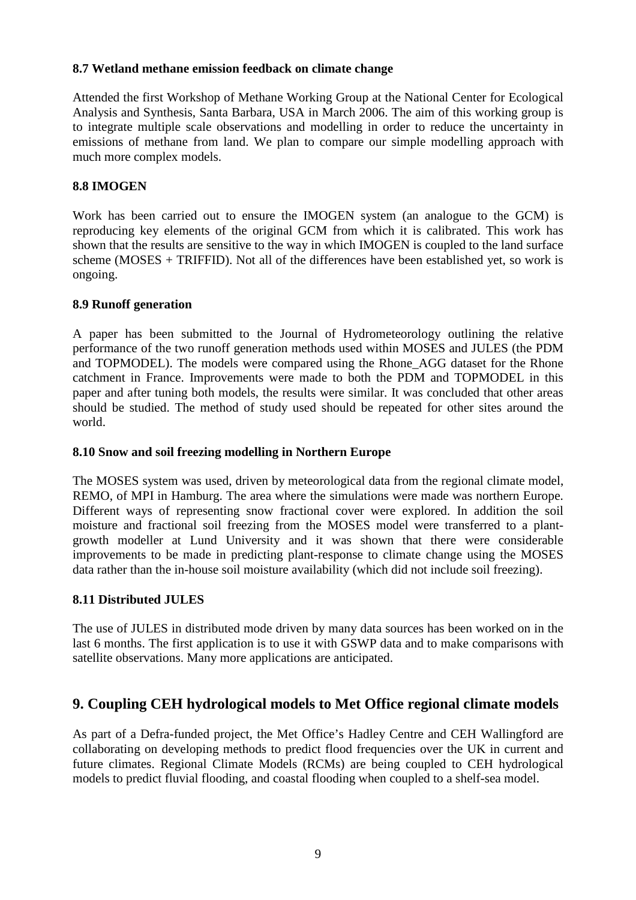### 8.7 Wetland methane emission feedback on climate change

Attended the first Workshop of Methane Working Group at the National Center for Ecological Analysis and Synthesis, Santa Barbara, USA in March 2006. The aim of this working group is to integrate multiple scale observations and modelling in order to reduce the uncertainty in emissions of methane from land. We plan to compare our simple modelling approach with much more complex models.

### 8.8 IMOGEN

Work has been carried out to ensure the IMOGEN system (an analogue to the GCM) is reproducing key elements of the original GCM from which it is calibrated. This work has shown that the results are sensitive to the way in which IMOGEN is coupled to the land surface scheme (MOSES + TRIFFID). Not all of the differences have been established yet, so work is ongoing.

### 8.9 Runoff generation

A paper has been submitted to the Journal of Hydrometeorology outlining the relative performance of the two runoff generation methods used within MOSES and JULES (the PDM and TOPMODEL). The models were compared using the Rhone_AGG dataset for the Rhone catchment in France. Improvements were made to both the PDM and TOPMODEL in this paper and after tuning both models, the results were similar. It was concluded that other areas should be studied. The method of study used should be repeated for other sites around the world.

### 8.10 Snow and soil freezing modelling in Northern Europe

The MOSES system was used, driven by meteorological data from the regional climate model, REMO, of MPI in Hamburg. The area where the simulations were made was northern Europe. Different ways of representing snow fractional cover were explored. In addition the soil moisture and fractional soil freezing from the MOSES model were transferred to a plant-growth modeller at Lund University and it was shown that there were considerable improvements to be made in predicting plant-response to climate change using the MOSES data rather than the in-house soil moisture availability (which did not include soil freezing).

### 8.11 Distributed JULES

The use of JULES in distributed mode driven by many data sources has been worked on in the last 6 months. The first application is to use it with GSWP data and to make comparisons with satellite observations. Many more applications are anticipated.

## 9. Coupling CEH hydrological models to Met Office regional climate models

As part of a Defra-funded project, the Met Office's Hadley Centre and CEH Wallingford are collaborating on developing methods to predict flood frequencies over the UK in current and future climates. Regional Climate Models (RCMs) are being coupled to CEH hydrological models to predict fluvial flooding, and coastal flooding when coupled to a shelf-sea model.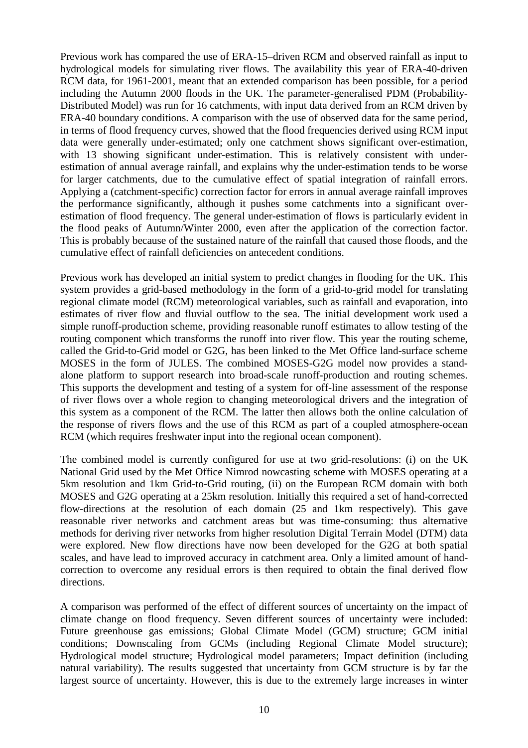Previous work has compared the use of ERA-15–driven RCM and observed rainfall as input to hydrological models for simulating river flows. The availability this year of ERA-40-driven RCM data, for 1961-2001, meant that an extended comparison has been possible, for a period including the Autumn 2000 floods in the UK. The parameter-generalised PDM (Probability-Distributed Model) was run for 16 catchments, with input data derived from an RCM driven by ERA-40 boundary conditions. A comparison with the use of observed data for the same period, in terms of flood frequency curves, showed that the flood frequencies derived using RCM input data were generally under-estimated; only one catchment shows significant over-estimation, with 13 showing significant under-estimation. This is relatively consistent with under-estimation of annual average rainfall, and explains why the under-estimation tends to be worse for larger catchments, due to the cumulative effect of spatial integration of rainfall errors. Applying a (catchment-specific) correction factor for errors in annual average rainfall improves the performance significantly, although it pushes some catchments into a significant over-estimation of flood frequency. The general under-estimation of flows is particularly evident in the flood peaks of Autumn/Winter 2000, even after the application of the correction factor. This is probably because of the sustained nature of the rainfall that caused those floods, and the cumulative effect of rainfall deficiencies on antecedent conditions.

Previous work has developed an initial system to predict changes in flooding for the UK. This system provides a grid-based methodology in the form of a grid-to-grid model for translating regional climate model (RCM) meteorological variables, such as rainfall and evaporation, into estimates of river flow and fluvial outflow to the sea. The initial development work used a simple runoff-production scheme, providing reasonable runoff estimates to allow testing of the routing component which transforms the runoff into river flow. This year the routing scheme, called the Grid-to-Grid model or G2G, has been linked to the Met Office land-surface scheme MOSES in the form of JULES. The combined MOSES-G2G model now provides a stand-alone platform to support research into broad-scale runoff-production and routing schemes. This supports the development and testing of a system for off-line assessment of the response of river flows over a whole region to changing meteorological drivers and the integration of this system as a component of the RCM. The latter then allows both the online calculation of the response of rivers flows and the use of this RCM as part of a coupled atmosphere-ocean RCM (which requires freshwater input into the regional ocean component).

The combined model is currently configured for use at two grid-resolutions: (i) on the UK National Grid used by the Met Office Nimrod nowcasting scheme with MOSES operating at a 5km resolution and 1km Grid-to-Grid routing, (ii) on the European RCM domain with both MOSES and G2G operating at a 25km resolution. Initially this required a set of hand-corrected flow-directions at the resolution of each domain (25 and 1km respectively). This gave reasonable river networks and catchment areas but was time-consuming: thus alternative methods for deriving river networks from higher resolution Digital Terrain Model (DTM) data were explored. New flow directions have now been developed for the G2G at both spatial scales, and have lead to improved accuracy in catchment area. Only a limited amount of hand-correction to overcome any residual errors is then required to obtain the final derived flow directions.

A comparison was performed of the effect of different sources of uncertainty on the impact of climate change on flood frequency. Seven different sources of uncertainty were included: Future greenhouse gas emissions; Global Climate Model (GCM) structure; GCM initial conditions; Downscaling from GCMs (including Regional Climate Model structure); Hydrological model structure; Hydrological model parameters; Impact definition (including natural variability). The results suggested that uncertainty from GCM structure is by far the largest source of uncertainty. However, this is due to the extremely large increases in winter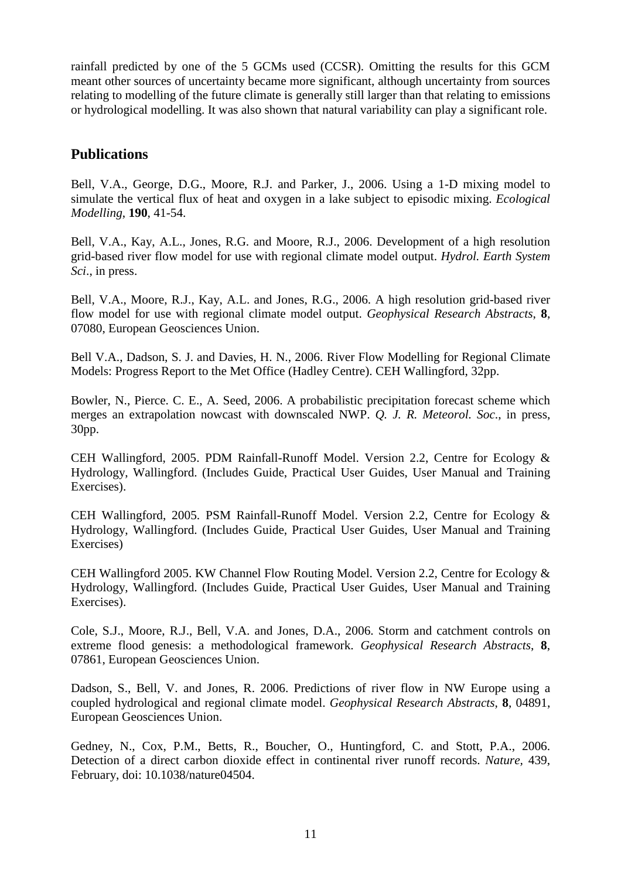rainfall predicted by one of the 5 GCMs used (CCSR). Omitting the results for this GCM meant other sources of uncertainty became more significant, although uncertainty from sources relating to modelling of the future climate is generally still larger than that relating to emissions or hydrological modelling. It was also shown that natural variability can play a significant role.

## Publications

Bell, V.A., George, D.G., Moore, R.J. and Parker, J., 2006. Using a 1-D mixing model to simulate the vertical flux of heat and oxygen in a lake subject to episodic mixing. *Ecological Modelling*, **190**, 41-54.

Bell, V.A., Kay, A.L., Jones, R.G. and Moore, R.J., 2006. Development of a high resolution grid-based river flow model for use with regional climate model output. *Hydrol. Earth System Sci*., in press.

Bell, V.A., Moore, R.J., Kay, A.L. and Jones, R.G., 2006. A high resolution grid-based river flow model for use with regional climate model output. *Geophysical Research Abstracts*, **8**, 07080, European Geosciences Union.

Bell V.A., Dadson, S. J. and Davies, H. N., 2006. River Flow Modelling for Regional Climate Models: Progress Report to the Met Office (Hadley Centre). CEH Wallingford, 32pp.

Bowler, N., Pierce. C. E., A. Seed, 2006. A probabilistic precipitation forecast scheme which merges an extrapolation nowcast with downscaled NWP. *Q. J. R. Meteorol. Soc.*, in press, 30pp.

CEH Wallingford, 2005. PDM Rainfall-Runoff Model. Version 2.2, Centre for Ecology & Hydrology, Wallingford. (Includes Guide, Practical User Guides, User Manual and Training Exercises).

CEH Wallingford, 2005. PSM Rainfall-Runoff Model. Version 2.2, Centre for Ecology & Hydrology, Wallingford. (Includes Guide, Practical User Guides, User Manual and Training Exercises)

CEH Wallingford 2005. KW Channel Flow Routing Model. Version 2.2, Centre for Ecology & Hydrology, Wallingford. (Includes Guide, Practical User Guides, User Manual and Training Exercises).

Cole, S.J., Moore, R.J., Bell, V.A. and Jones, D.A., 2006. Storm and catchment controls on extreme flood genesis: a methodological framework. *Geophysical Research Abstracts*, **8**, 07861, European Geosciences Union.

Dadson, S., Bell, V. and Jones, R. 2006. Predictions of river flow in NW Europe using a coupled hydrological and regional climate model. *Geophysical Research Abstracts*, **8**, 04891, European Geosciences Union.

Gedney, N., Cox, P.M., Betts, R., Boucher, O., Huntingford, C. and Stott, P.A., 2006. Detection of a direct carbon dioxide effect in continental river runoff records. *Nature*, 439, February, doi: 10.1038/nature04504.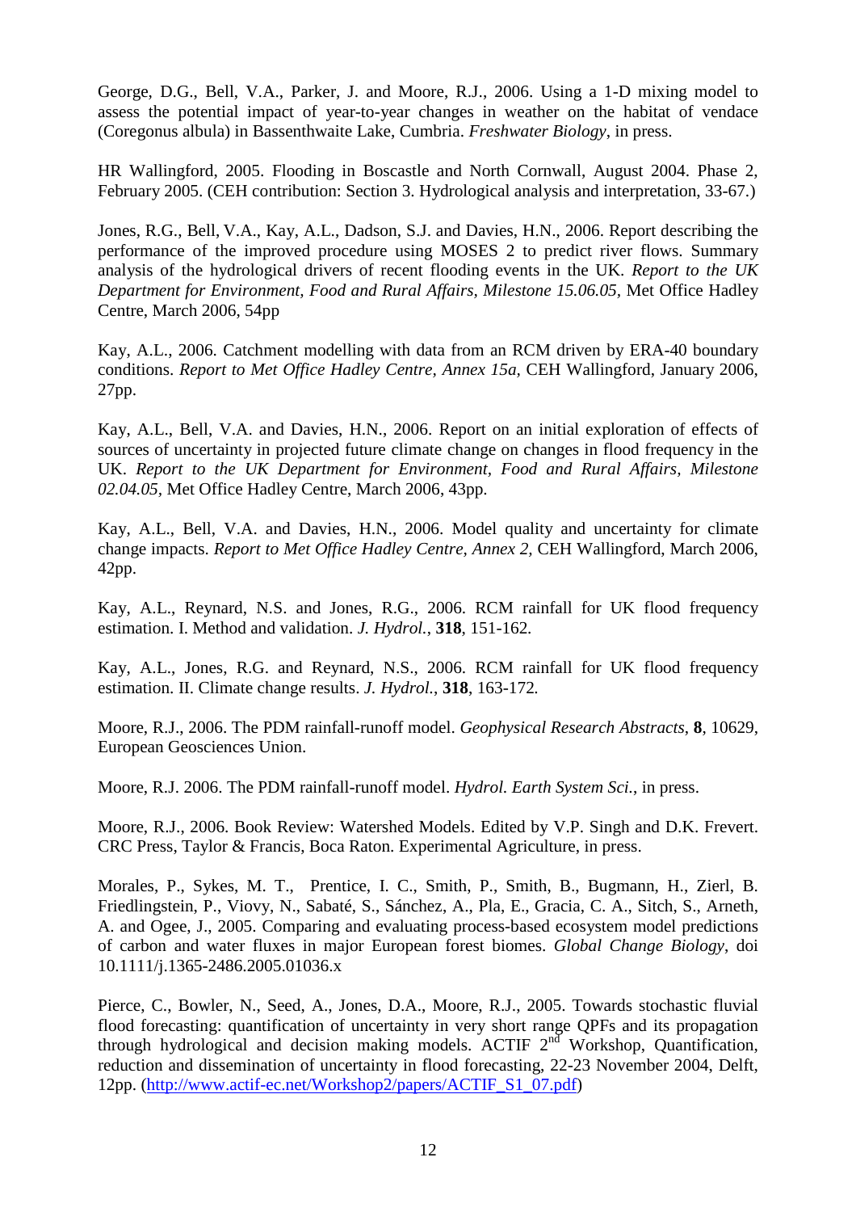George, D.G., Bell, V.A., Parker, J. and Moore, R.J., 2006. Using a 1-D mixing model to assess the potential impact of year-to-year changes in weather on the habitat of vendace (Coregonus albula) in Bassenthwaite Lake, Cumbria. *Freshwater Biology*, in press.

HR Wallingford, 2005. Flooding in Boscastle and North Cornwall, August 2004. Phase 2, February 2005. (CEH contribution: Section 3. Hydrological analysis and interpretation, 33-67.)

Jones, R.G., Bell, V.A., Kay, A.L., Dadson, S.J. and Davies, H.N., 2006. Report describing the performance of the improved procedure using MOSES 2 to predict river flows. Summary analysis of the hydrological drivers of recent flooding events in the UK. *Report to the UK Department for Environment, Food and Rural Affairs, Milestone 15.06.05*, Met Office Hadley Centre, March 2006, 54pp

Kay, A.L., 2006. Catchment modelling with data from an RCM driven by ERA-40 boundary conditions. *Report to Met Office Hadley Centre, Annex 15a*, CEH Wallingford, January 2006, 27pp.

Kay, A.L., Bell, V.A. and Davies, H.N., 2006. Report on an initial exploration of effects of sources of uncertainty in projected future climate change on changes in flood frequency in the UK. *Report to the UK Department for Environment, Food and Rural Affairs, Milestone 02.04.05*, Met Office Hadley Centre, March 2006, 43pp.

Kay, A.L., Bell, V.A. and Davies, H.N., 2006. Model quality and uncertainty for climate change impacts. *Report to Met Office Hadley Centre, Annex 2*, CEH Wallingford, March 2006, 42pp.

Kay, A.L., Reynard, N.S. and Jones, R.G., 2006. RCM rainfall for UK flood frequency estimation. I. Method and validation. *J. Hydrol.*, **318**, 151-162.

Kay, A.L., Jones, R.G. and Reynard, N.S., 2006. RCM rainfall for UK flood frequency estimation. II. Climate change results. *J. Hydrol.*, **318**, 163-172.

Moore, R.J., 2006. The PDM rainfall-runoff model. *Geophysical Research Abstracts*, **8**, 10629, European Geosciences Union.

Moore, R.J. 2006. The PDM rainfall-runoff model. *Hydrol. Earth System Sci.*, in press.

Moore, R.J., 2006. Book Review: Watershed Models. Edited by V.P. Singh and D.K. Frevert. CRC Press, Taylor & Francis, Boca Raton. Experimental Agriculture, in press.

Morales, P., Sykes, M. T., Prentice, I. C., Smith, P., Smith, B., Bugmann, H., Zierl, B. Friedlingstein, P., Viovy, N., Sabaté, S., Sánchez, A., Pla, E., Gracia, C. A., Sitch, S., Arneth, A. and Ogee, J., 2005. Comparing and evaluating process-based ecosystem model predictions of carbon and water fluxes in major European forest biomes. *Global Change Biology*, doi 10.1111/j.1365-2486.2005.01036.x

Pierce, C., Bowler, N., Seed, A., Jones, D.A., Moore, R.J., 2005. Towards stochastic fluvial flood forecasting: quantification of uncertainty in very short range QPFs and its propagation through hydrological and decision making models. ACTIF 2nd Workshop, Quantification, reduction and dissemination of uncertainty in flood forecasting, 22-23 November 2004, Delft, 12pp. (http://www.actif-ec.net/Workshop2/papers/ACTIF_S1_07.pdf)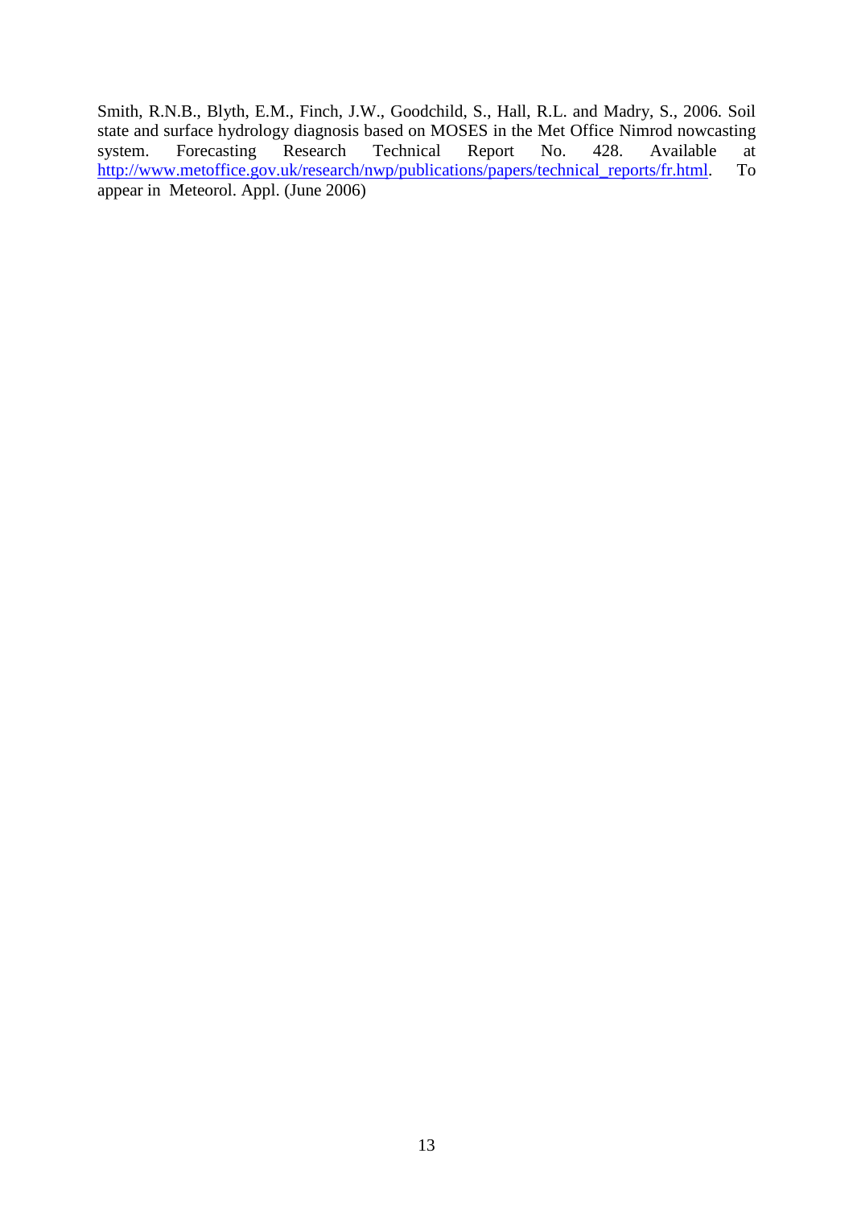Smith, R.N.B., Blyth, E.M., Finch, J.W., Goodchild, S., Hall, R.L. and Madry, S., 2006. Soil state and surface hydrology diagnosis based on MOSES in the Met Office Nimrod nowcasting system. Forecasting Research Technical Report No. 428. Available at http://www.metoffice.gov.uk/research/nwp/publications/papers/technical_reports/fr.html. To appear in Meteorol. Appl. (June 2006)